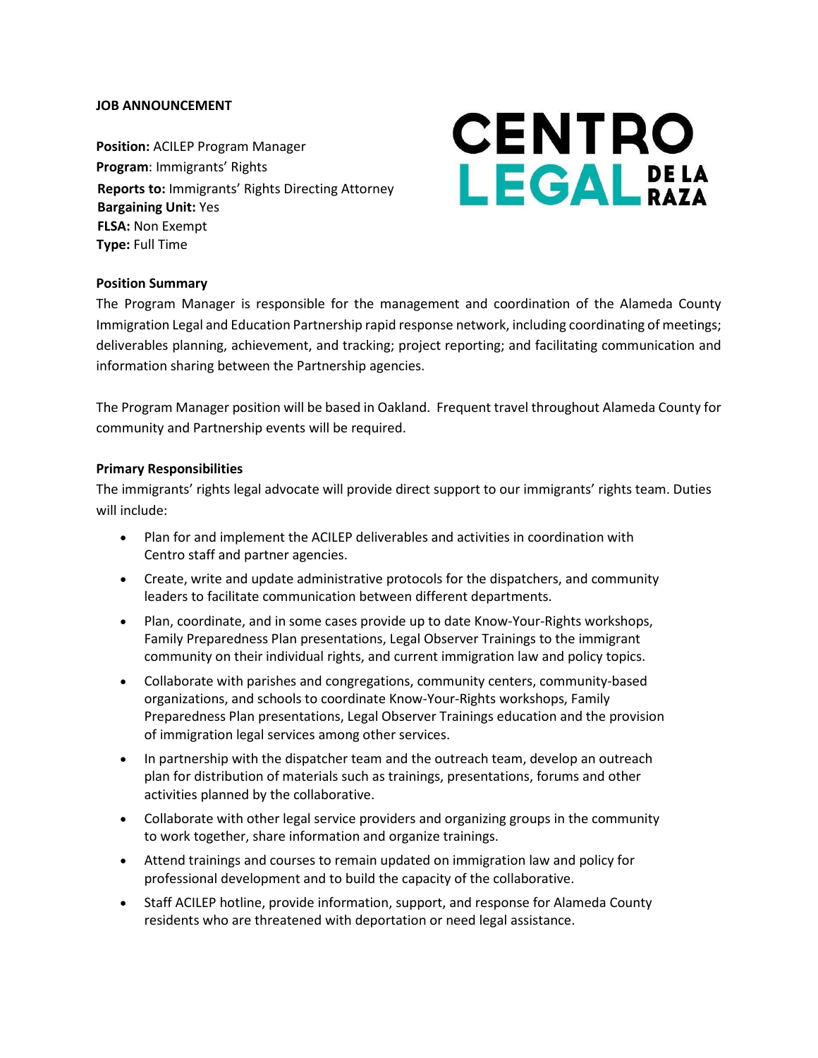**JOB ANNOUNCEMENT**

CENTRO LEGAL DE LA RAZA

**Position:** ACILEP Program Manager
**Program**: Immigrants' Rights
**Reports to:** Immigrants' Rights Directing Attorney
**Bargaining Unit:** Yes
**FLSA:** Non Exempt
**Type:** Full Time

**Position Summary**

The Program Manager is responsible for the management and coordination of the Alameda County Immigration Legal and Education Partnership rapid response network, including coordinating of meetings; deliverables planning, achievement, and tracking; project reporting; and facilitating communication and information sharing between the Partnership agencies.

The Program Manager position will be based in Oakland. Frequent travel throughout Alameda County for community and Partnership events will be required.

**Primary Responsibilities**

The immigrants' rights legal advocate will provide direct support to our immigrants' rights team. Duties will include:

- Plan for and implement the ACILEP deliverables and activities in coordination with Centro staff and partner agencies.
- Create, write and update administrative protocols for the dispatchers, and community leaders to facilitate communication between different departments.
- Plan, coordinate, and in some cases provide up to date Know-Your-Rights workshops, Family Preparedness Plan presentations, Legal Observer Trainings to the immigrant community on their individual rights, and current immigration law and policy topics.
- Collaborate with parishes and congregations, community centers, community-based organizations, and schools to coordinate Know-Your-Rights workshops, Family Preparedness Plan presentations, Legal Observer Trainings education and the provision of immigration legal services among other services.
- In partnership with the dispatcher team and the outreach team, develop an outreach plan for distribution of materials such as trainings, presentations, forums and other activities planned by the collaborative.
- Collaborate with other legal service providers and organizing groups in the community to work together, share information and organize trainings.
- Attend trainings and courses to remain updated on immigration law and policy for professional development and to build the capacity of the collaborative.
- Staff ACILEP hotline, provide information, support, and response for Alameda County residents who are threatened with deportation or need legal assistance.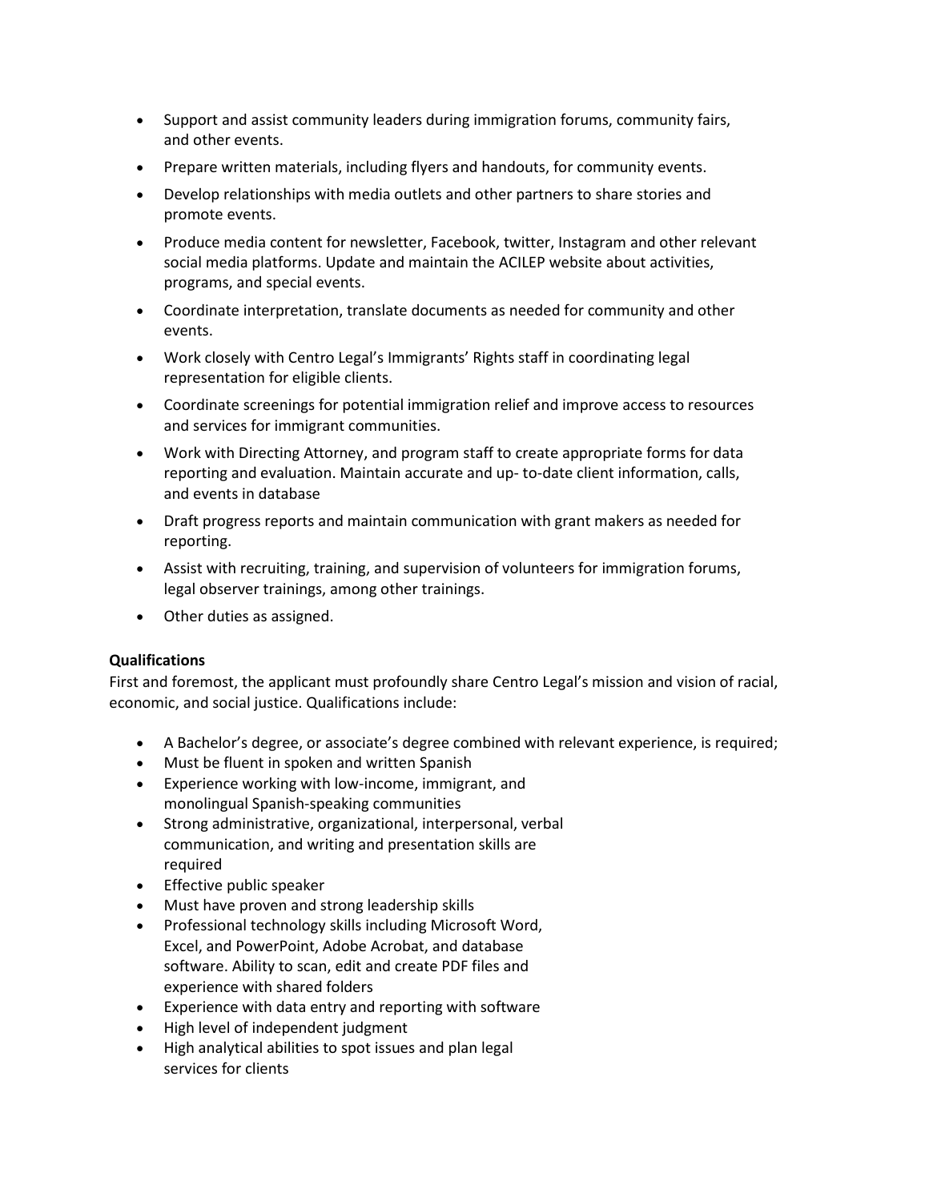- Support and assist community leaders during immigration forums, community fairs, and other events.
- Prepare written materials, including flyers and handouts, for community events.
- Develop relationships with media outlets and other partners to share stories and promote events.
- Produce media content for newsletter, Facebook, twitter, Instagram and other relevant social media platforms. Update and maintain the ACILEP website about activities, programs, and special events.
- Coordinate interpretation, translate documents as needed for community and other events.
- Work closely with Centro Legal's Immigrants' Rights staff in coordinating legal representation for eligible clients.
- Coordinate screenings for potential immigration relief and improve access to resources and services for immigrant communities.
- Work with Directing Attorney, and program staff to create appropriate forms for data reporting and evaluation. Maintain accurate and up- to-date client information, calls, and events in database
- Draft progress reports and maintain communication with grant makers as needed for reporting.
- Assist with recruiting, training, and supervision of volunteers for immigration forums, legal observer trainings, among other trainings.
- Other duties as assigned.

**Qualifications**

First and foremost, the applicant must profoundly share Centro Legal's mission and vision of racial, economic, and social justice. Qualifications include:

- A Bachelor's degree, or associate's degree combined with relevant experience, is required;
- Must be fluent in spoken and written Spanish
- Experience working with low-income, immigrant, and monolingual Spanish-speaking communities
- Strong administrative, organizational, interpersonal, verbal communication, and writing and presentation skills are required
- Effective public speaker
- Must have proven and strong leadership skills
- Professional technology skills including Microsoft Word, Excel, and PowerPoint, Adobe Acrobat, and database software. Ability to scan, edit and create PDF files and experience with shared folders
- Experience with data entry and reporting with software
- High level of independent judgment
- High analytical abilities to spot issues and plan legal services for clients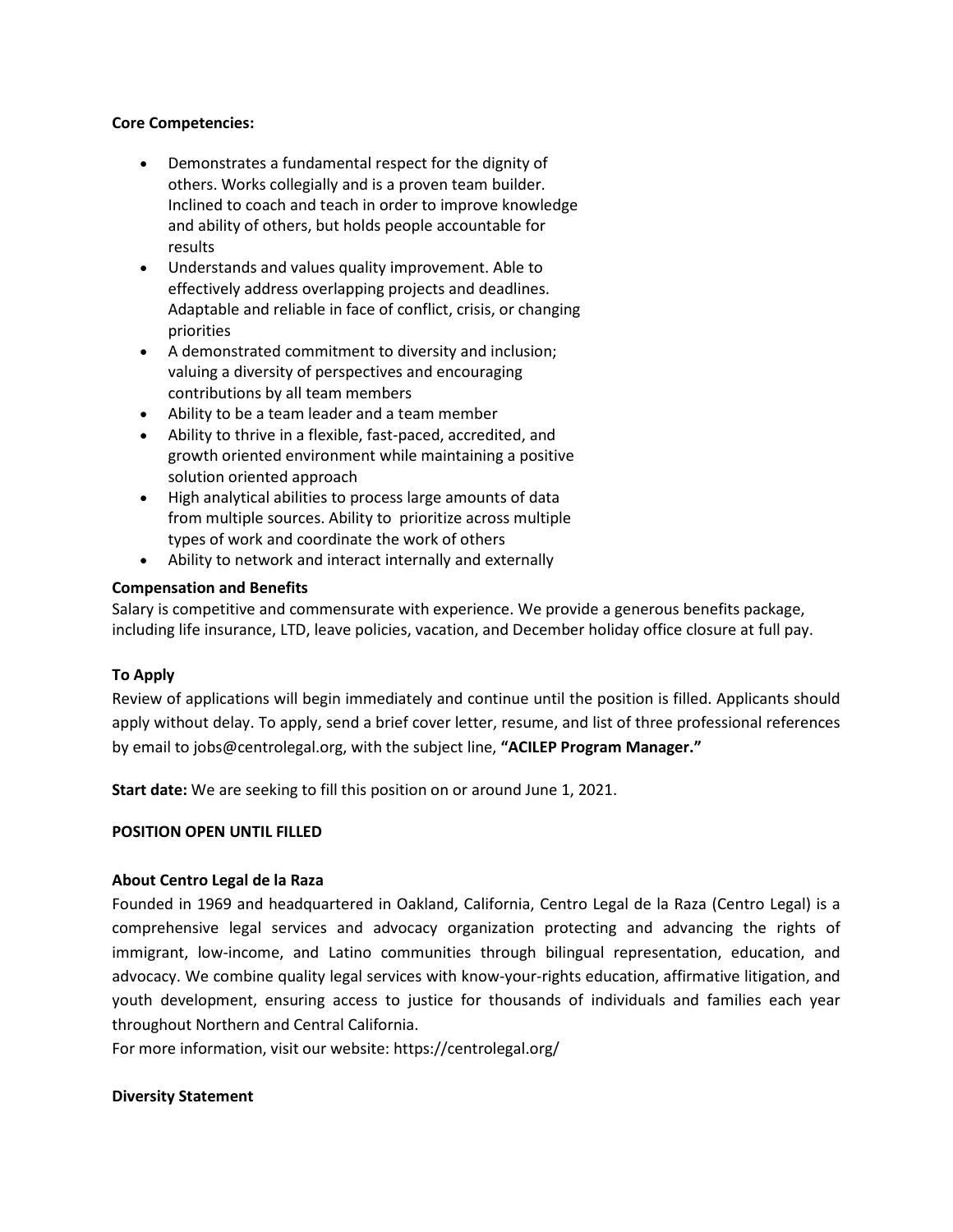**Core Competencies:**

- Demonstrates a fundamental respect for the dignity of others. Works collegially and is a proven team builder. Inclined to coach and teach in order to improve knowledge and ability of others, but holds people accountable for results
- Understands and values quality improvement. Able to effectively address overlapping projects and deadlines. Adaptable and reliable in face of conflict, crisis, or changing priorities
- A demonstrated commitment to diversity and inclusion; valuing a diversity of perspectives and encouraging contributions by all team members
- Ability to be a team leader and a team member
- Ability to thrive in a flexible, fast-paced, accredited, and growth oriented environment while maintaining a positive solution oriented approach
- High analytical abilities to process large amounts of data from multiple sources. Ability to prioritize across multiple types of work and coordinate the work of others
- Ability to network and interact internally and externally

**Compensation and Benefits**

Salary is competitive and commensurate with experience. We provide a generous benefits package, including life insurance, LTD, leave policies, vacation, and December holiday office closure at full pay.

**To Apply**

Review of applications will begin immediately and continue until the position is filled. Applicants should apply without delay. To apply, send a brief cover letter, resume, and list of three professional references by email to jobs@centrolegal.org, with the subject line, **"ACILEP Program Manager."**

**Start date:** We are seeking to fill this position on or around June 1, 2021.

**POSITION OPEN UNTIL FILLED**

**About Centro Legal de la Raza**

Founded in 1969 and headquartered in Oakland, California, Centro Legal de la Raza (Centro Legal) is a comprehensive legal services and advocacy organization protecting and advancing the rights of immigrant, low-income, and Latino communities through bilingual representation, education, and advocacy. We combine quality legal services with know-your-rights education, affirmative litigation, and youth development, ensuring access to justice for thousands of individuals and families each year throughout Northern and Central California.

For more information, visit our website: https://centrolegal.org/

**Diversity Statement**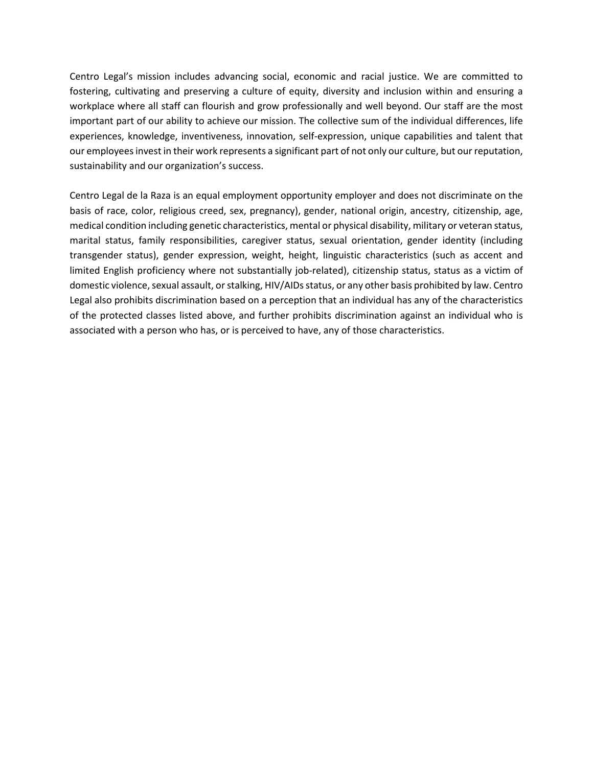Centro Legal's mission includes advancing social, economic and racial justice. We are committed to fostering, cultivating and preserving a culture of equity, diversity and inclusion within and ensuring a workplace where all staff can flourish and grow professionally and well beyond. Our staff are the most important part of our ability to achieve our mission. The collective sum of the individual differences, life experiences, knowledge, inventiveness, innovation, self-expression, unique capabilities and talent that our employees invest in their work represents a significant part of not only our culture, but our reputation, sustainability and our organization's success.

Centro Legal de la Raza is an equal employment opportunity employer and does not discriminate on the basis of race, color, religious creed, sex, pregnancy), gender, national origin, ancestry, citizenship, age, medical condition including genetic characteristics, mental or physical disability, military or veteran status, marital status, family responsibilities, caregiver status, sexual orientation, gender identity (including transgender status), gender expression, weight, height, linguistic characteristics (such as accent and limited English proficiency where not substantially job-related), citizenship status, status as a victim of domestic violence, sexual assault, or stalking, HIV/AIDs status, or any other basis prohibited by law. Centro Legal also prohibits discrimination based on a perception that an individual has any of the characteristics of the protected classes listed above, and further prohibits discrimination against an individual who is associated with a person who has, or is perceived to have, any of those characteristics.